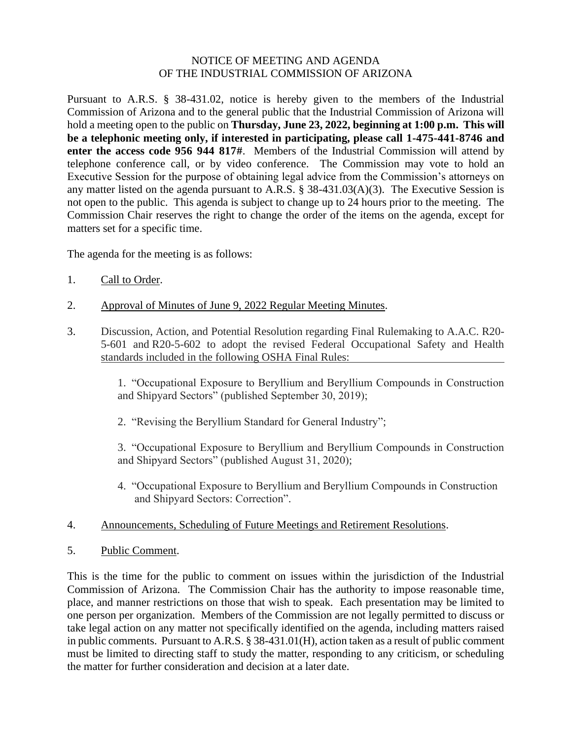# NOTICE OF MEETING AND AGENDA
# OF THE INDUSTRIAL COMMISSION OF ARIZONA

Pursuant to A.R.S. § 38-431.02, notice is hereby given to the members of the Industrial Commission of Arizona and to the general public that the Industrial Commission of Arizona will hold a meeting open to the public on **Thursday, June 23, 2022, beginning at 1:00 p.m. This will be a telephonic meeting only, if interested in participating, please call 1-475-441-8746 and enter the access code 956 944 817#**. Members of the Industrial Commission will attend by telephone conference call, or by video conference. The Commission may vote to hold an Executive Session for the purpose of obtaining legal advice from the Commission's attorneys on any matter listed on the agenda pursuant to A.R.S. § 38-431.03(A)(3). The Executive Session is not open to the public. This agenda is subject to change up to 24 hours prior to the meeting. The Commission Chair reserves the right to change the order of the items on the agenda, except for matters set for a specific time.

The agenda for the meeting is as follows:

1. Call to Order.

2. Approval of Minutes of June 9, 2022 Regular Meeting Minutes.

3. Discussion, Action, and Potential Resolution regarding Final Rulemaking to A.A.C. R20-5-601 and R20-5-602 to adopt the revised Federal Occupational Safety and Health standards included in the following OSHA Final Rules:

   1. "Occupational Exposure to Beryllium and Beryllium Compounds in Construction and Shipyard Sectors" (published September 30, 2019);

   2. "Revising the Beryllium Standard for General Industry";

   3. "Occupational Exposure to Beryllium and Beryllium Compounds in Construction and Shipyard Sectors" (published August 31, 2020);

   4. "Occupational Exposure to Beryllium and Beryllium Compounds in Construction and Shipyard Sectors: Correction".

4. Announcements, Scheduling of Future Meetings and Retirement Resolutions.

5. Public Comment.

This is the time for the public to comment on issues within the jurisdiction of the Industrial Commission of Arizona. The Commission Chair has the authority to impose reasonable time, place, and manner restrictions on those that wish to speak. Each presentation may be limited to one person per organization. Members of the Commission are not legally permitted to discuss or take legal action on any matter not specifically identified on the agenda, including matters raised in public comments. Pursuant to A.R.S. § 38-431.01(H), action taken as a result of public comment must be limited to directing staff to study the matter, responding to any criticism, or scheduling the matter for further consideration and decision at a later date.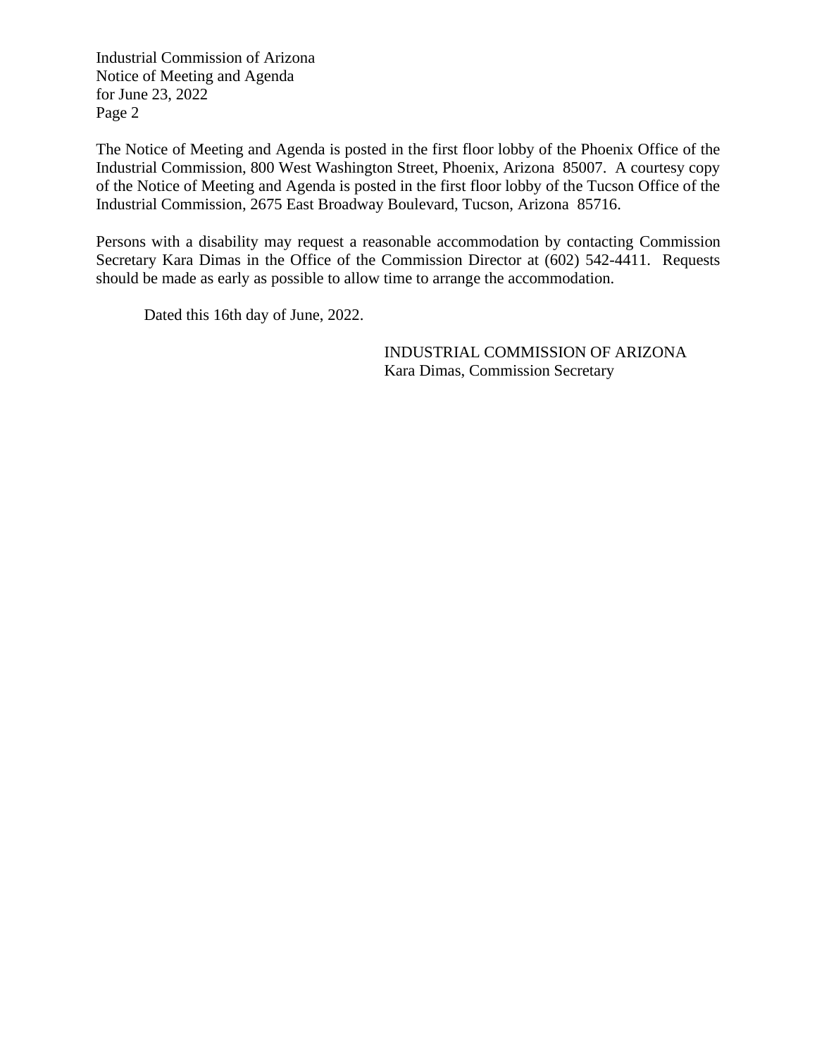The Notice of Meeting and Agenda is posted in the first floor lobby of the Phoenix Office of the Industrial Commission, 800 West Washington Street, Phoenix, Arizona 85007. A courtesy copy of the Notice of Meeting and Agenda is posted in the first floor lobby of the Tucson Office of the Industrial Commission, 2675 East Broadway Boulevard, Tucson, Arizona 85716.

Persons with a disability may request a reasonable accommodation by contacting Commission Secretary Kara Dimas in the Office of the Commission Director at (602) 542-4411. Requests should be made as early as possible to allow time to arrange the accommodation.

Dated this 16th day of June, 2022.

INDUSTRIAL COMMISSION OF ARIZONA
Kara Dimas, Commission Secretary